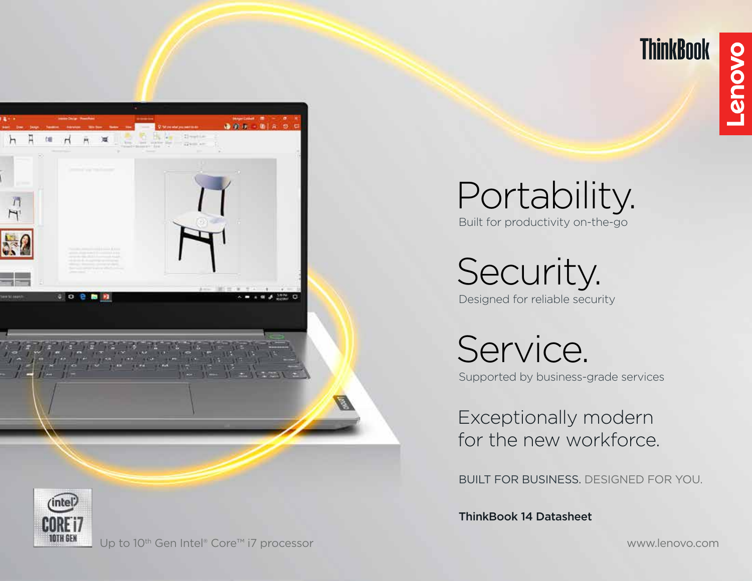ThinkBook

Lenovo

# Portability.

Built for productivity on-the-go

# Security.

Designed for reliable security

# Service.

Supported by business-grade services

## Exceptionally modern for the new workforce.

BUILT FOR BUSINESS. DESIGNED FOR YOU.

**ThinkBook 14 Datasheet**

Up to 10th Gen Intel® Core™ i7 processor

www.lenovo.com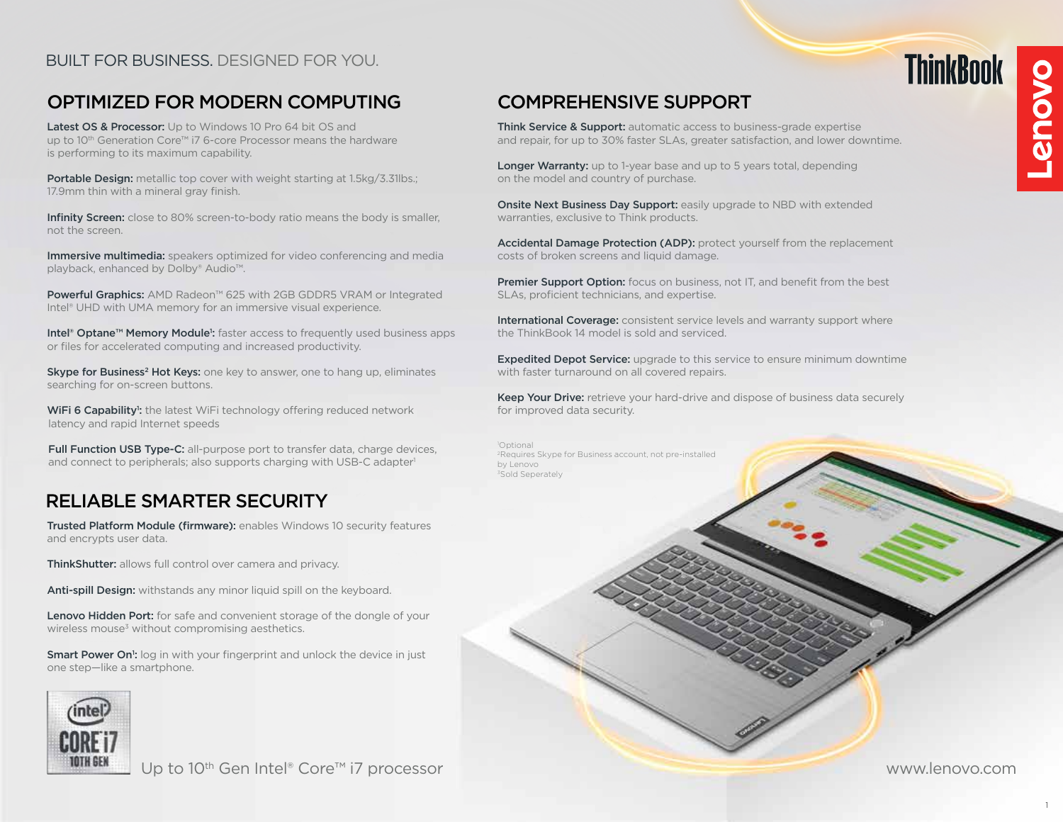BUILT FOR BUSINESS. DESIGNED FOR YOU.

## OPTIMIZED FOR MODERN COMPUTING

**Latest OS & Processor:** Up to Windows 10 Pro 64 bit OS and up to 10th Generation Core™ i7 6-core Processor means the hardware is performing to its maximum capability.

**Portable Design:** metallic top cover with weight starting at 1.5kg/3.31lbs.; 17.9mm thin with a mineral gray finish.

**Infinity Screen:** close to 80% screen-to-body ratio means the body is smaller, not the screen.

**Immersive multimedia:** speakers optimized for video conferencing and media playback, enhanced by Dolby® Audio™.

**Powerful Graphics:** AMD Radeon™ 625 with 2GB GDDR5 VRAM or Integrated Intel® UHD with UMA memory for an immersive visual experience.

**Intel® Optane™ Memory Module[1]:** faster access to frequently used business apps or files for accelerated computing and increased productivity.

**Skype for Business[2] Hot Keys:** one key to answer, one to hang up, eliminates searching for on-screen buttons.

**WiFi 6 Capability[1]:** the latest WiFi technology offering reduced network latency and rapid Internet speeds

**Full Function USB Type-C:** all-purpose port to transfer data, charge devices, and connect to peripherals; also supports charging with USB-C adapter[1]

## RELIABLE SMARTER SECURITY

**Trusted Platform Module (firmware):** enables Windows 10 security features and encrypts user data.

**ThinkShutter:** allows full control over camera and privacy.

**Anti-spill Design:** withstands any minor liquid spill on the keyboard.

**Lenovo Hidden Port:** for safe and convenient storage of the dongle of your wireless mouse[3] without compromising aesthetics.

**Smart Power On[1]:** log in with your fingerprint and unlock the device in just one step—like a smartphone.

Up to 10th Gen Intel® Core™ i7 processor

## COMPREHENSIVE SUPPORT

**Think Service & Support:** automatic access to business-grade expertise and repair, for up to 30% faster SLAs, greater satisfaction, and lower downtime.

**Longer Warranty:** up to 1-year base and up to 5 years total, depending on the model and country of purchase.

**Onsite Next Business Day Support:** easily upgrade to NBD with extended warranties, exclusive to Think products.

**Accidental Damage Protection (ADP):** protect yourself from the replacement costs of broken screens and liquid damage.

**Premier Support Option:** focus on business, not IT, and benefit from the best SLAs, proficient technicians, and expertise.

**International Coverage:** consistent service levels and warranty support where the ThinkBook 14 model is sold and serviced.

**Expedited Depot Service:** upgrade to this service to ensure minimum downtime with faster turnaround on all covered repairs.

**Keep Your Drive:** retrieve your hard-drive and dispose of business data securely for improved data security.

[1]Optional
[2]Requires Skype for Business account, not pre-installed by Lenovo
[3]Sold Seperately

www.lenovo.com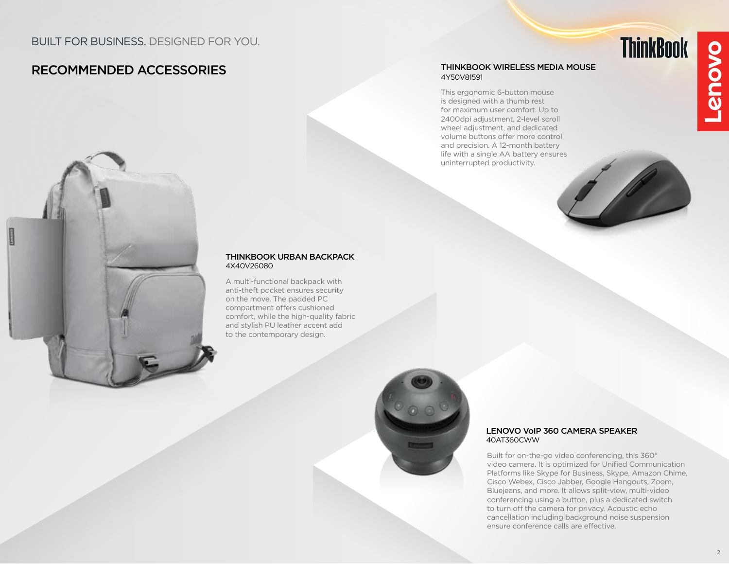BUILT FOR BUSINESS. DESIGNED FOR YOU.

# RECOMMENDED ACCESSORIES

### THINKBOOK WIRELESS MEDIA MOUSE
4Y50V81591

This ergonomic 6-button mouse is designed with a thumb rest for maximum user comfort. Up to 2400dpi adjustment, 2-level scroll wheel adjustment, and dedicated volume buttons offer more control and precision. A 12-month battery life with a single AA battery ensures uninterrupted productivity.

### THINKBOOK URBAN BACKPACK
4X40V26080

A multi-functional backpack with anti-theft pocket ensures security on the move. The padded PC compartment offers cushioned comfort, while the high-quality fabric and stylish PU leather accent add to the contemporary design.

### LENOVO VoIP 360 CAMERA SPEAKER
40AT360CWW

Built for on-the-go video conferencing, this 360° video camera. It is optimized for Unified Communication Platforms like Skype for Business, Skype, Amazon Chime, Cisco Webex, Cisco Jabber, Google Hangouts, Zoom, Bluejeans, and more. It allows split-view, multi-video conferencing using a button, plus a dedicated switch to turn off the camera for privacy. Acoustic echo cancellation including background noise suspension ensure conference calls are effective.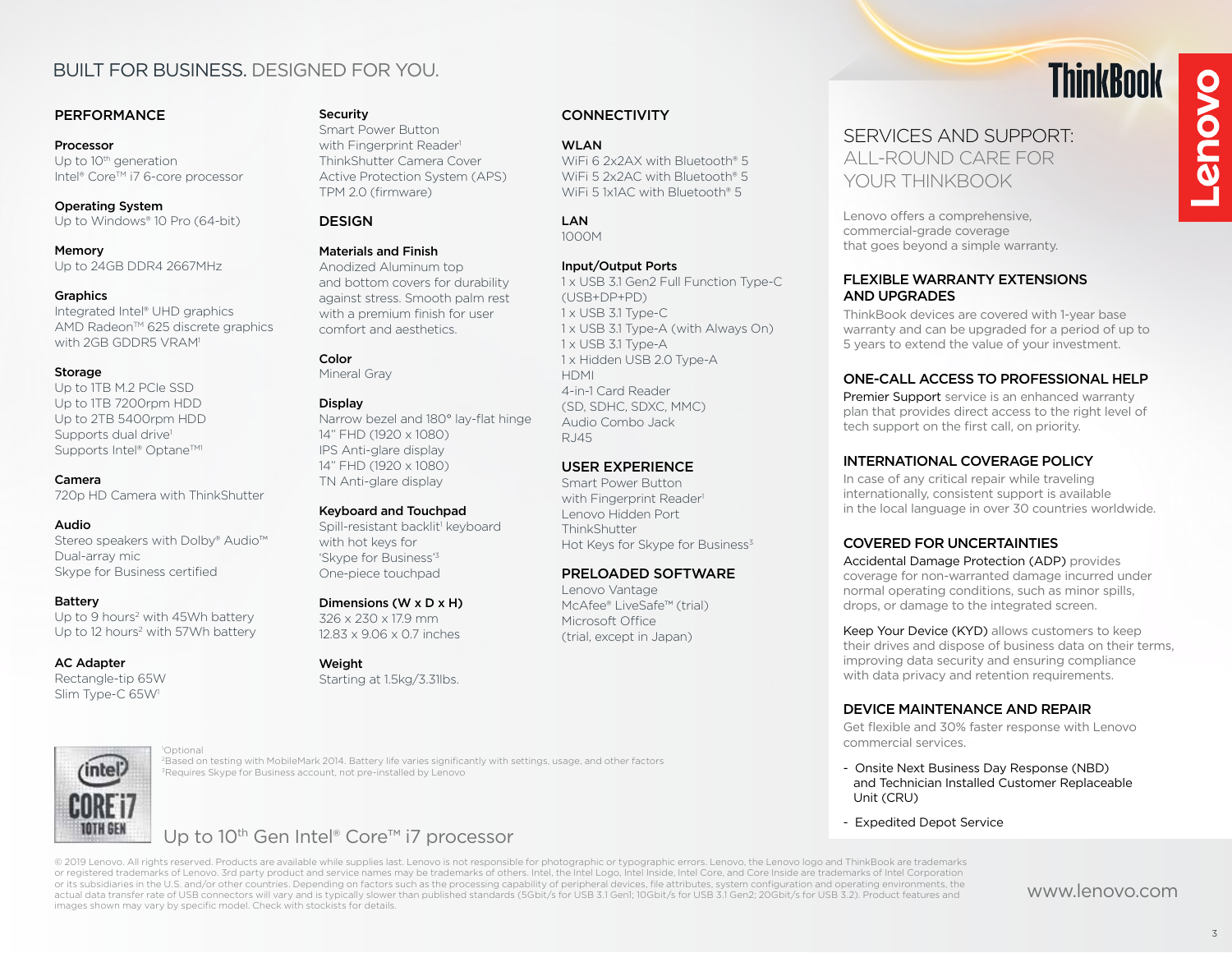# BUILT FOR BUSINESS. DESIGNED FOR YOU.

## PERFORMANCE

**Processor**
Up to 10th generation
Intel® Core™ i7 6-core processor

**Operating System**
Up to Windows® 10 Pro (64-bit)

**Memory**
Up to 24GB DDR4 2667MHz

**Graphics**
Integrated Intel® UHD graphics
AMD Radeon™ 625 discrete graphics with 2GB GDDR5 VRAM[1]

**Storage**
Up to 1TB M.2 PCIe SSD
Up to 1TB 7200rpm HDD
Up to 2TB 5400rpm HDD
Supports dual drive[1]
Supports Intel® Optane™[1]

**Camera**
720p HD Camera with ThinkShutter

**Audio**
Stereo speakers with Dolby® Audio™
Dual-array mic
Skype for Business certified

**Battery**
Up to 9 hours[2] with 45Wh battery
Up to 12 hours[2] with 57Wh battery

**AC Adapter**
Rectangle-tip 65W
Slim Type-C 65W[1]

**Security**
Smart Power Button with Fingerprint Reader[1]
ThinkShutter Camera Cover
Active Protection System (APS)
TPM 2.0 (firmware)

## DESIGN

**Materials and Finish**
Anodized Aluminum top and bottom covers for durability against stress. Smooth palm rest with a premium finish for user comfort and aesthetics.

**Color**
Mineral Gray

**Display**
Narrow bezel and 180° lay-flat hinge
14" FHD (1920 x 1080)
IPS Anti-glare display
14" FHD (1920 x 1080)
TN Anti-glare display

**Keyboard and Touchpad**
Spill-resistant backlit[1] keyboard with hot keys for 'Skype for Business'[3]
One-piece touchpad

**Dimensions (W x D x H)**
326 x 230 x 17.9 mm
12.83 x 9.06 x 0.7 inches

**Weight**
Starting at 1.5kg/3.31lbs.

## CONNECTIVITY

**WLAN**
WiFi 6 2x2AX with Bluetooth® 5
WiFi 5 2x2AC with Bluetooth® 5
WiFi 5 1x1AC with Bluetooth® 5

**LAN**
1000M

**Input/Output Ports**
1 x USB 3.1 Gen2 Full Function Type-C (USB+DP+PD)
1 x USB 3.1 Type-C
1 x USB 3.1 Type-A (with Always On)
1 x USB 3.1 Type-A
1 x Hidden USB 2.0 Type-A
HDMI
4-in-1 Card Reader (SD, SDHC, SDXC, MMC)
Audio Combo Jack
RJ45

## USER EXPERIENCE

Smart Power Button with Fingerprint Reader[1]
Lenovo Hidden Port
ThinkShutter
Hot Keys for Skype for Business[3]

## PRELOADED SOFTWARE

Lenovo Vantage
McAfee® LiveSafe™ (trial)
Microsoft Office (trial, except in Japan)

[1]Optional
[2]Based on testing with MobileMark 2014. Battery life varies significantly with settings, usage, and other factors
[3]Requires Skype for Business account, not pre-installed by Lenovo

Up to 10th Gen Intel® Core™ i7 processor

ThinkBook

Lenovo

# SERVICES AND SUPPORT: ALL-ROUND CARE FOR YOUR THINKBOOK

Lenovo offers a comprehensive, commercial-grade coverage that goes beyond a simple warranty.

## FLEXIBLE WARRANTY EXTENSIONS AND UPGRADES

ThinkBook devices are covered with 1-year base warranty and can be upgraded for a period of up to 5 years to extend the value of your investment.

## ONE-CALL ACCESS TO PROFESSIONAL HELP

Premier Support service is an enhanced warranty plan that provides direct access to the right level of tech support on the first call, on priority.

## INTERNATIONAL COVERAGE POLICY

In case of any critical repair while traveling internationally, consistent support is available in the local language in over 30 countries worldwide.

## COVERED FOR UNCERTAINTIES

Accidental Damage Protection (ADP) provides coverage for non-warranted damage incurred under normal operating conditions, such as minor spills, drops, or damage to the integrated screen.

Keep Your Device (KYD) allows customers to keep their drives and dispose of business data on their terms, improving data security and ensuring compliance with data privacy and retention requirements.

## DEVICE MAINTENANCE AND REPAIR

Get flexible and 30% faster response with Lenovo commercial services.

- Onsite Next Business Day Response (NBD) and Technician Installed Customer Replaceable Unit (CRU)
- Expedited Depot Service

© 2019 Lenovo. All rights reserved. Products are available while supplies last. Lenovo is not responsible for photographic or typographic errors. Lenovo, the Lenovo logo and ThinkBook are trademarks or registered trademarks of Lenovo. 3rd party product and service names may be trademarks of others. Intel, the Intel Logo, Intel Inside, Intel Core, and Core Inside are trademarks of Intel Corporation or its subsidiaries in the U.S. and/or other countries. Depending on factors such as the processing capability of peripheral devices, file attributes, system configuration and operating environments, the actual data transfer rate of USB connectors will vary and is typically slower than published standards (5Gbit/s for USB 3.1 Gen1; 10Gbit/s for USB 3.1 Gen2; 20Gbit/s for USB 3.2). Product features and images shown may vary by specific model. Check with stockists for details.

www.lenovo.com